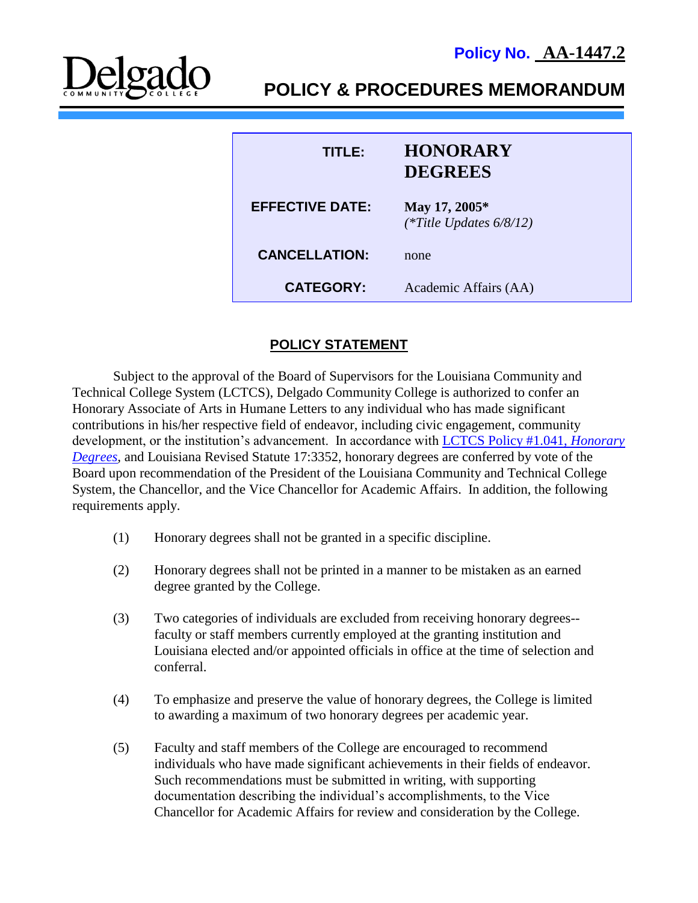Delgado Community College

**Policy No. AA-1447.2**

# POLICY & PROCEDURES MEMORANDUM

| | |
|---|---|
| **TITLE:** | **HONORARY DEGREES** |
| **EFFECTIVE DATE:** | **May 17, 2005*** *(*Title Updates 6/8/12)* |
| **CANCELLATION:** | none |
| **CATEGORY:** | Academic Affairs (AA) |

## POLICY STATEMENT

Subject to the approval of the Board of Supervisors for the Louisiana Community and Technical College System (LCTCS), Delgado Community College is authorized to confer an Honorary Associate of Arts in Humane Letters to any individual who has made significant contributions in his/her respective field of endeavor, including civic engagement, community development, or the institution's advancement. In accordance with LCTCS Policy #1.041, *Honorary Degrees*, and Louisiana Revised Statute 17:3352, honorary degrees are conferred by vote of the Board upon recommendation of the President of the Louisiana Community and Technical College System, the Chancellor, and the Vice Chancellor for Academic Affairs. In addition, the following requirements apply.

(1) Honorary degrees shall not be granted in a specific discipline.

(2) Honorary degrees shall not be printed in a manner to be mistaken as an earned degree granted by the College.

(3) Two categories of individuals are excluded from receiving honorary degrees--faculty or staff members currently employed at the granting institution and Louisiana elected and/or appointed officials in office at the time of selection and conferral.

(4) To emphasize and preserve the value of honorary degrees, the College is limited to awarding a maximum of two honorary degrees per academic year.

(5) Faculty and staff members of the College are encouraged to recommend individuals who have made significant achievements in their fields of endeavor. Such recommendations must be submitted in writing, with supporting documentation describing the individual's accomplishments, to the Vice Chancellor for Academic Affairs for review and consideration by the College.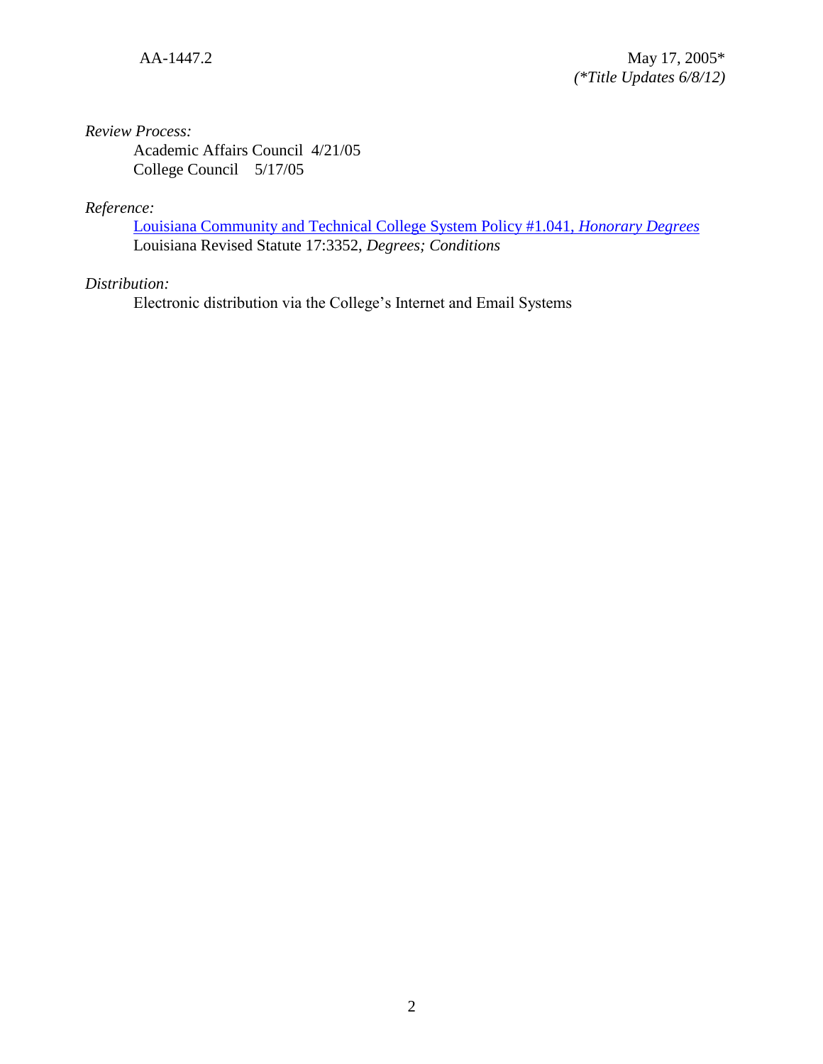*Review Process:*

Academic Affairs Council 4/21/05
College Council 5/17/05

*Reference:*

Louisiana Community and Technical College System Policy #1.041, *Honorary Degrees*
Louisiana Revised Statute 17:3352, *Degrees; Conditions*

*Distribution:*

Electronic distribution via the College's Internet and Email Systems